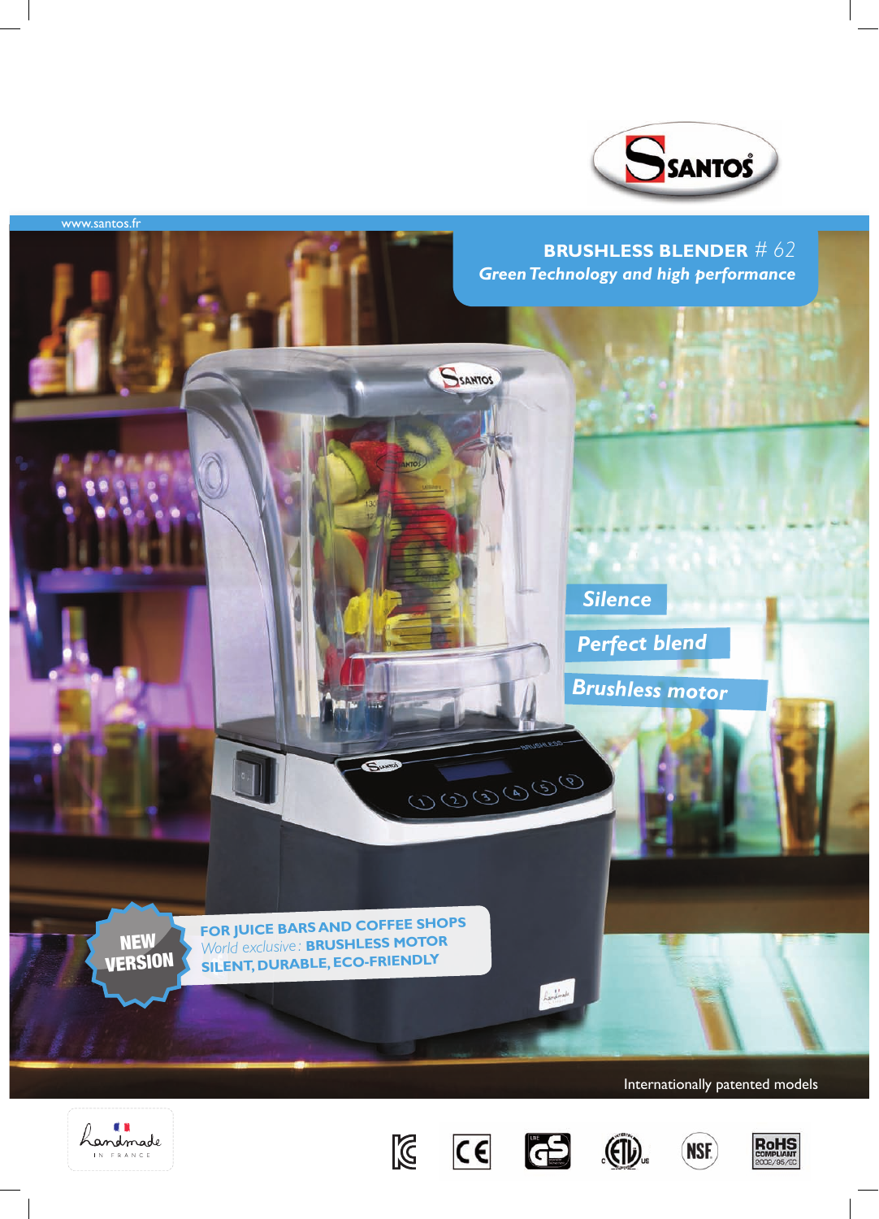www.santos.fr

# BRUSHLESS BLENDER # 62

*Green Technology and high performance*

*Silence*

*Perfect blend*

*Brushless motor*

**NEW VERSION**

**FOR JUICE BARS AND COFFEE SHOPS**
World exclusive : **BRUSHLESS MOTOR**
**SILENT, DURABLE, ECO-FRIENDLY**

Internationally patented models

Handmade IN FRANCE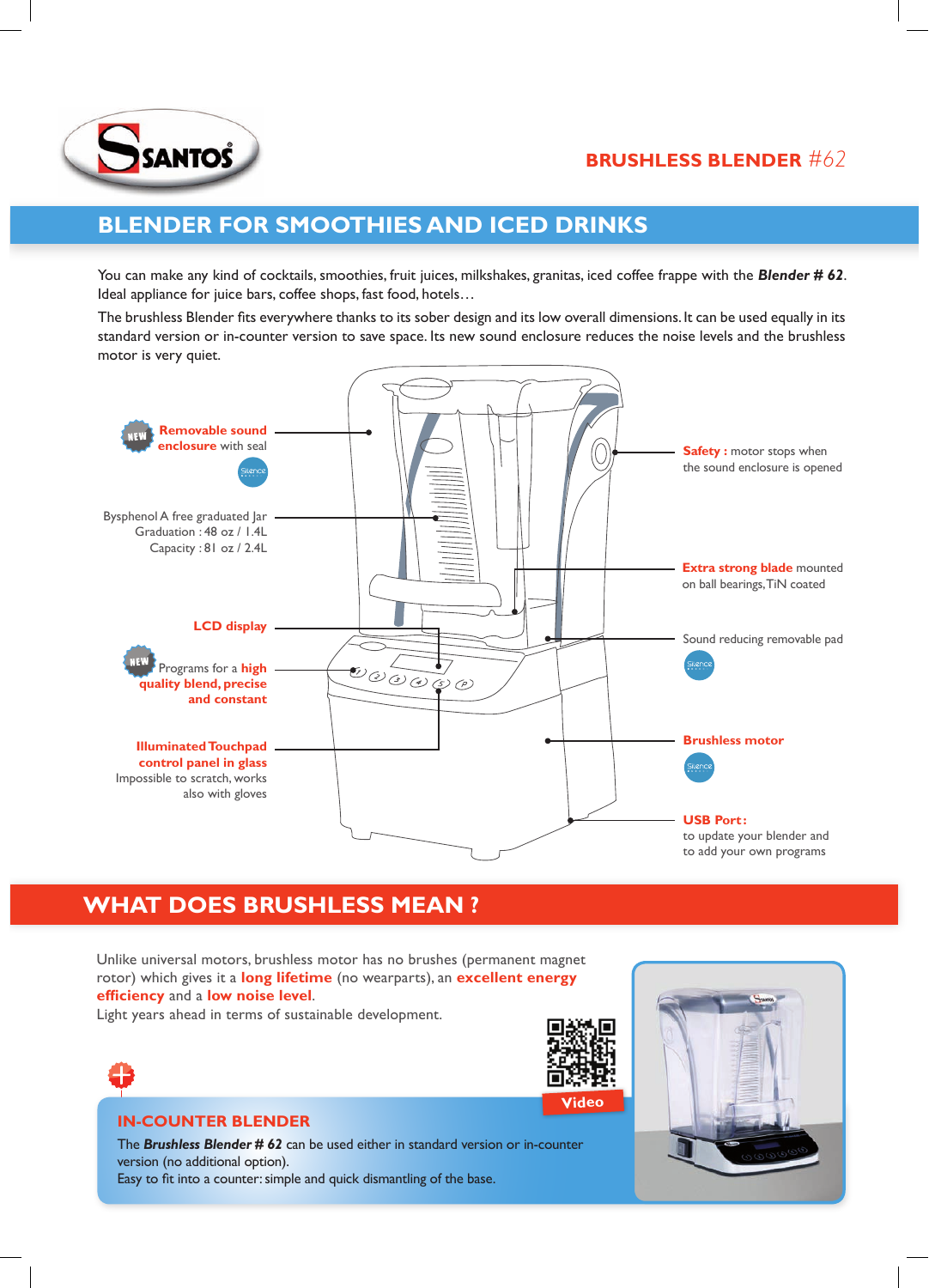SANTOS

## BRUSHLESS BLENDER #62

# BLENDER FOR SMOOTHIES AND ICED DRINKS

You can make any kind of cocktails, smoothies, fruit juices, milkshakes, granitas, iced coffee frappe with the ***Blender # 62***. Ideal appliance for juice bars, coffee shops, fast food, hotels…

The brushless Blender fits everywhere thanks to its sober design and its low overall dimensions. It can be used equally in its standard version or in-counter version to save space. Its new sound enclosure reduces the noise levels and the brushless motor is very quiet.

- NEW **Removable sound enclosure** with seal (Silence)
- Bysphenol A free graduated Jar
  Graduation : 48 oz / 1.4L
  Capacity : 81 oz / 2.4L
- **LCD display**
- NEW Programs for a **high quality blend, precise and constant**
- **Illuminated Touchpad control panel in glass**
  Impossible to scratch, works also with gloves
- **Safety :** motor stops when the sound enclosure is opened
- **Extra strong blade** mounted on ball bearings, TiN coated
- Sound reducing removable pad (Silence)
- **Brushless motor** (Silence)
- **USB Port :**
  to update your blender and to add your own programs

# WHAT DOES BRUSHLESS MEAN ?

Unlike universal motors, brushless motor has no brushes (permanent magnet rotor) which gives it a **long lifetime** (no wearparts), an **excellent energy efficiency** and a **low noise level**.
Light years ahead in terms of sustainable development.

Video

## IN-COUNTER BLENDER

The ***Brushless Blender # 62*** can be used either in standard version or in-counter version (no additional option).
Easy to fit into a counter: simple and quick dismantling of the base.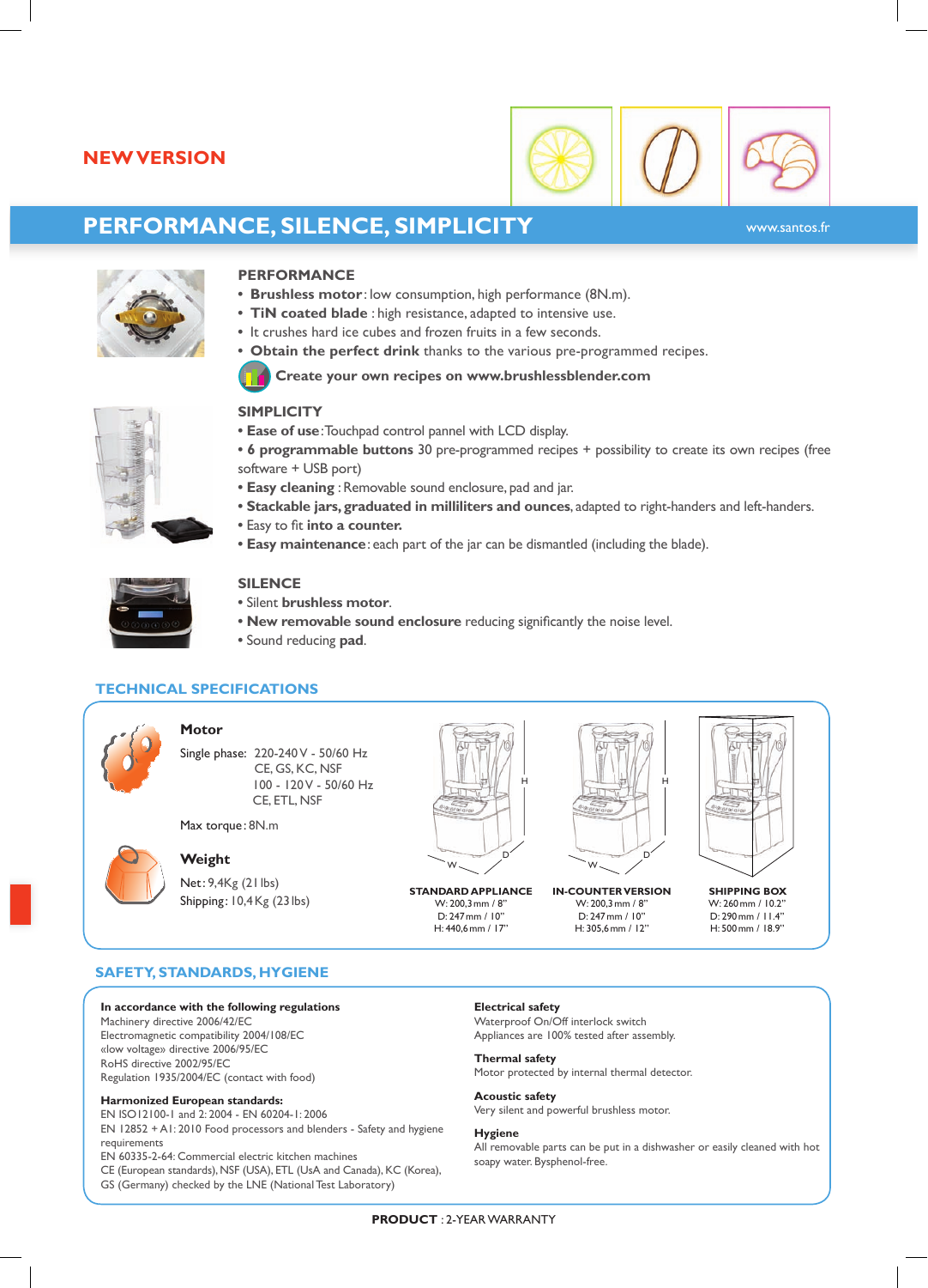NEW VERSION

# PERFORMANCE, SILENCE, SIMPLICITY

www.santos.fr

## PERFORMANCE

- **Brushless motor**: low consumption, high performance (8N.m).
- **TiN coated blade** : high resistance, adapted to intensive use.
- It crushes hard ice cubes and frozen fruits in a few seconds.
- **Obtain the perfect drink** thanks to the various pre-programmed recipes.

**Create your own recipes on www.brushlessblender.com**

## SIMPLICITY

- **Ease of use**: Touchpad control pannel with LCD display.
- **6 programmable buttons** 30 pre-programmed recipes + possibility to create its own recipes (free software + USB port)
- **Easy cleaning** : Removable sound enclosure, pad and jar.
- **Stackable jars, graduated in milliliters and ounces**, adapted to right-handers and left-handers.
- Easy to fit **into a counter.**
- **Easy maintenance**: each part of the jar can be dismantled (including the blade).

## SILENCE

- Silent **brushless motor**.
- **New removable sound enclosure** reducing significantly the noise level.
- Sound reducing **pad**.

## TECHNICAL SPECIFICATIONS

### Motor

Single phase: 220-240 V - 50/60 Hz
CE, GS, KC, NSF
100 - 120 V - 50/60 Hz
CE, ETL, NSF

Max torque: 8N.m

### Weight

Net: 9,4Kg (21 lbs)
Shipping: 10,4Kg (23 lbs)

| STANDARD APPLIANCE | IN-COUNTER VERSION | SHIPPING BOX |
|---|---|---|
| W: 200,3 mm / 8" | W: 200,3 mm / 8" | W: 260 mm / 10.2" |
| D: 247 mm / 10" | D: 247 mm / 10" | D: 290 mm / 11.4" |
| H: 440,6 mm / 17" | H: 305,6 mm / 12" | H: 500 mm / 18.9" |

## SAFETY, STANDARDS, HYGIENE

**In accordance with the following regulations**
Machinery directive 2006/42/EC
Electromagnetic compatibility 2004/108/EC
«low voltage» directive 2006/95/EC
RoHS directive 2002/95/EC
Regulation 1935/2004/EC (contact with food)

**Harmonized European standards:**
EN ISO12100-1 and 2: 2004 - EN 60204-1: 2006
EN 12852 + A1: 2010 Food processors and blenders - Safety and hygiene requirements
EN 60335-2-64: Commercial electric kitchen machines
CE (European standards), NSF (USA), ETL (UsA and Canada), KC (Korea), GS (Germany) checked by the LNE (National Test Laboratory)

**Electrical safety**
Waterproof On/Off interlock switch
Appliances are 100% tested after assembly.

**Thermal safety**
Motor protected by internal thermal detector.

**Acoustic safety**
Very silent and powerful brushless motor.

**Hygiene**
All removable parts can be put in a dishwasher or easily cleaned with hot soapy water. Bysphenol-free.

**PRODUCT** : 2-YEAR WARRANTY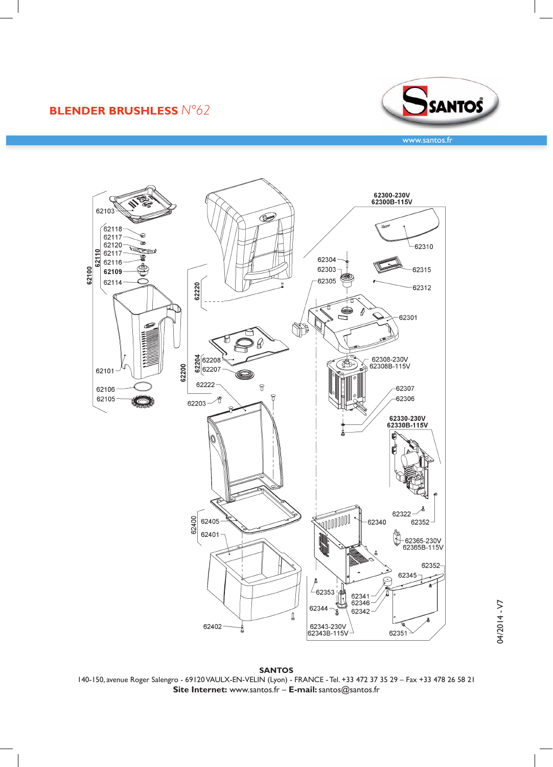# BLENDER BRUSHLESS *N°62*

www.santos.fr

62100
62110
62103
62118
62117
62120
62117
62116
62109
62114
62101
62106
62105

62220
62200
62204
62208
62207
62222
62203

62400
62405
62401
62402

62300-230V
62300B-115V
62310
62304
62303
62315
62305
62312
62301
62308-230V
62308B-115V
62307
62306
62330-230V
62330B-115V
62322
62352
62340
62365-230V
62365B-115V
62352
62345
62353
62341
62346
62344
62342
62343-230V
62343B-115V
62351

04/2014 - V7

**SANTOS**

140-150, avenue Roger Salengro - 69120 VAULX-EN-VELIN (Lyon) - FRANCE - Tel. +33 472 37 35 29 – Fax +33 478 26 58 21

**Site Internet:** www.santos.fr – **E-mail:** santos@santos.fr